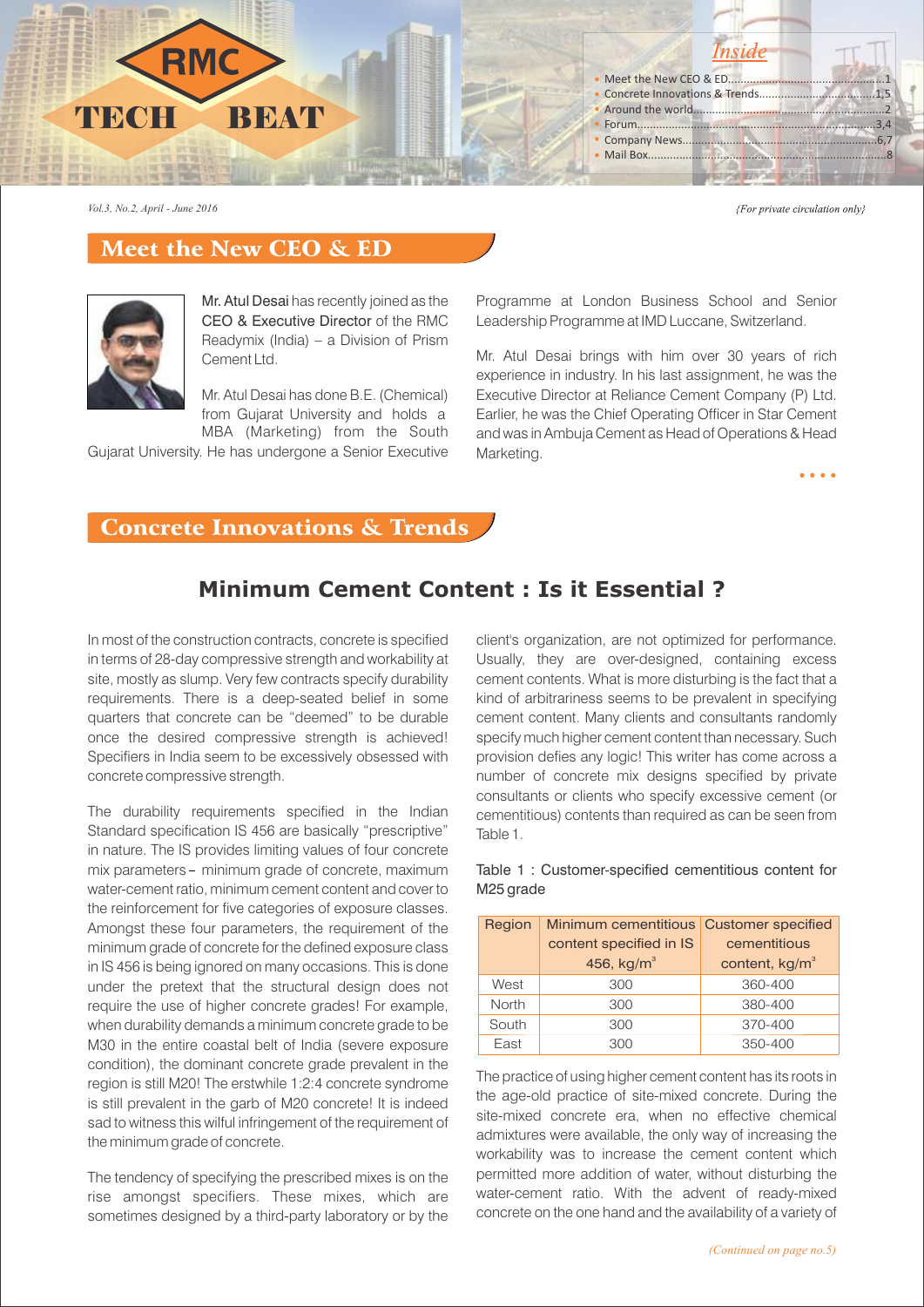# RMC TECH BEAT

*Inside*

- Meet the New CEO & ED.....1
- Concrete Innovations & Trends.....1,5
- Around the world.....2
- Forum.....3,4
- Company News.....6,7
- Mail Box.....8

*Vol.3, No.2, April - June 2016*

*{For private circulation only}*

## Meet the New CEO & ED

Mr. Atul Desai has recently joined as the CEO & Executive Director of the RMC Readymix (India) – a Division of Prism Cement Ltd.

Mr. Atul Desai has done B.E. (Chemical) from Gujarat University and holds a MBA (Marketing) from the South Gujarat University. He has undergone a Senior Executive Programme at London Business School and Senior Leadership Programme at IMD Luccane, Switzerland.

Mr. Atul Desai brings with him over 30 years of rich experience in industry. In his last assignment, he was the Executive Director at Reliance Cement Company (P) Ltd. Earlier, he was the Chief Operating Officer in Star Cement and was in Ambuja Cement as Head of Operations & Head Marketing.

## Concrete Innovations & Trends

### Minimum Cement Content : Is it Essential ?

In most of the construction contracts, concrete is specified in terms of 28-day compressive strength and workability at site, mostly as slump. Very few contracts specify durability requirements. There is a deep-seated belief in some quarters that concrete can be "deemed" to be durable once the desired compressive strength is achieved! Specifiers in India seem to be excessively obsessed with concrete compressive strength.

The durability requirements specified in the Indian Standard specification IS 456 are basically "prescriptive" in nature. The IS provides limiting values of four concrete mix parameters – minimum grade of concrete, maximum water-cement ratio, minimum cement content and cover to the reinforcement for five categories of exposure classes. Amongst these four parameters, the requirement of the minimum grade of concrete for the defined exposure class in IS 456 is being ignored on many occasions. This is done under the pretext that the structural design does not require the use of higher concrete grades! For example, when durability demands a minimum concrete grade to be M30 in the entire coastal belt of India (severe exposure condition), the dominant concrete grade prevalent in the region is still M20! The erstwhile 1:2:4 concrete syndrome is still prevalent in the garb of M20 concrete! It is indeed sad to witness this wilful infringement of the requirement of the minimum grade of concrete.

The tendency of specifying the prescribed mixes is on the rise amongst specifiers. These mixes, which are sometimes designed by a third-party laboratory or by the client's organization, are not optimized for performance. Usually, they are over-designed, containing excess cement contents. What is more disturbing is the fact that a kind of arbitrariness seems to be prevalent in specifying cement content. Many clients and consultants randomly specify much higher cement content than necessary. Such provision defies any logic! This writer has come across a number of concrete mix designs specified by private consultants or clients who specify excessive cement (or cementitious) contents than required as can be seen from Table 1.

Table 1 : Customer-specified cementitious content for M25 grade

| Region | Minimum cementitious content specified in IS 456, kg/m$^3$ | Customer specified cementitious content, kg/m$^3$ |
|---|---|---|
| West | 300 | 360-400 |
| North | 300 | 380-400 |
| South | 300 | 370-400 |
| East | 300 | 350-400 |

The practice of using higher cement content has its roots in the age-old practice of site-mixed concrete. During the site-mixed concrete era, when no effective chemical admixtures were available, the only way of increasing the workability was to increase the cement content which permitted more addition of water, without disturbing the water-cement ratio. With the advent of ready-mixed concrete on the one hand and the availability of a variety of

*(Continued on page no.5)*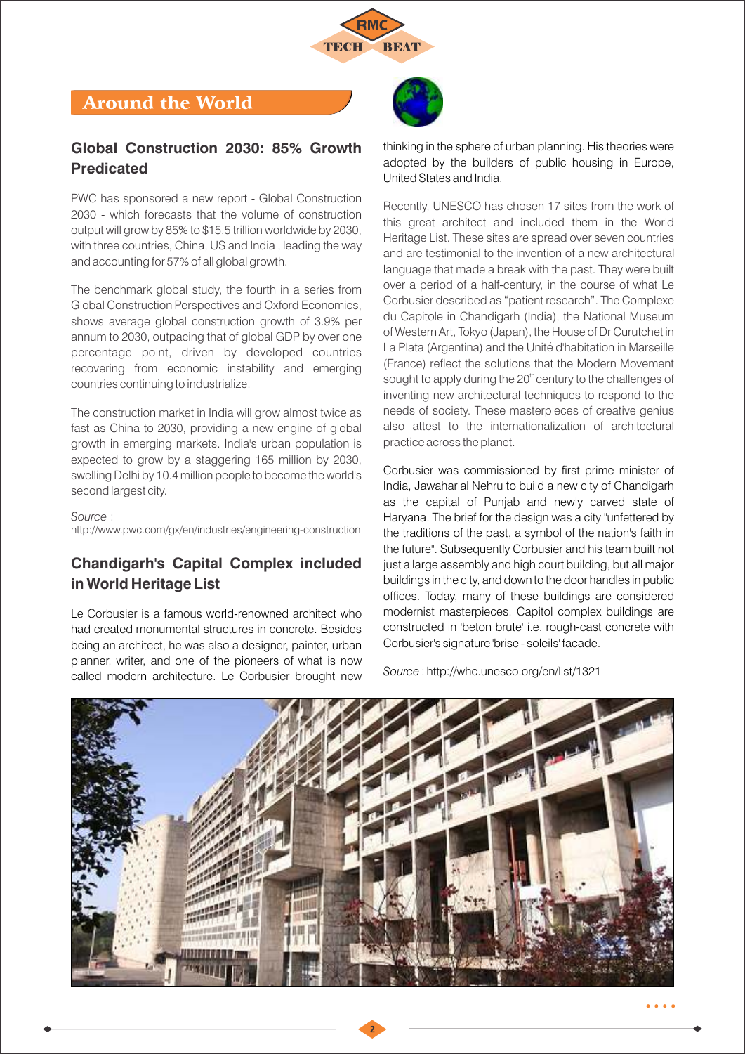## Around the World

### Global Construction 2030: 85% Growth Predicated

PWC has sponsored a new report - Global Construction 2030 - which forecasts that the volume of construction output will grow by 85% to $15.5 trillion worldwide by 2030, with three countries, China, US and India , leading the way and accounting for 57% of all global growth.

The benchmark global study, the fourth in a series from Global Construction Perspectives and Oxford Economics, shows average global construction growth of 3.9% per annum to 2030, outpacing that of global GDP by over one percentage point, driven by developed countries recovering from economic instability and emerging countries continuing to industrialize.

The construction market in India will grow almost twice as fast as China to 2030, providing a new engine of global growth in emerging markets. India's urban population is expected to grow by a staggering 165 million by 2030, swelling Delhi by 10.4 million people to become the world's second largest city.

*Source* :
http://www.pwc.com/gx/en/industries/engineering-construction

### Chandigarh's Capital Complex included in World Heritage List

Le Corbusier is a famous world-renowned architect who had created monumental structures in concrete. Besides being an architect, he was also a designer, painter, urban planner, writer, and one of the pioneers of what is now called modern architecture. Le Corbusier brought new thinking in the sphere of urban planning. His theories were adopted by the builders of public housing in Europe, United States and India.

Recently, UNESCO has chosen 17 sites from the work of this great architect and included them in the World Heritage List. These sites are spread over seven countries and are testimonial to the invention of a new architectural language that made a break with the past. They were built over a period of a half-century, in the course of what Le Corbusier described as "patient research". The Complexe du Capitole in Chandigarh (India), the National Museum of Western Art, Tokyo (Japan), the House of Dr Curutchet in La Plata (Argentina) and the Unité d'habitation in Marseille (France) reflect the solutions that the Modern Movement sought to apply during the 20th century to the challenges of inventing new architectural techniques to respond to the needs of society. These masterpieces of creative genius also attest to the internationalization of architectural practice across the planet.

Corbusier was commissioned by first prime minister of India, Jawaharlal Nehru to build a new city of Chandigarh as the capital of Punjab and newly carved state of Haryana. The brief for the design was a city "unfettered by the traditions of the past, a symbol of the nation's faith in the future". Subsequently Corbusier and his team built not just a large assembly and high court building, but all major buildings in the city, and down to the door handles in public offices. Today, many of these buildings are considered modernist masterpieces. Capitol complex buildings are constructed in 'beton brute' i.e. rough-cast concrete with Corbusier's signature 'brise - soleils' facade.

*Source* : http://whc.unesco.org/en/list/1321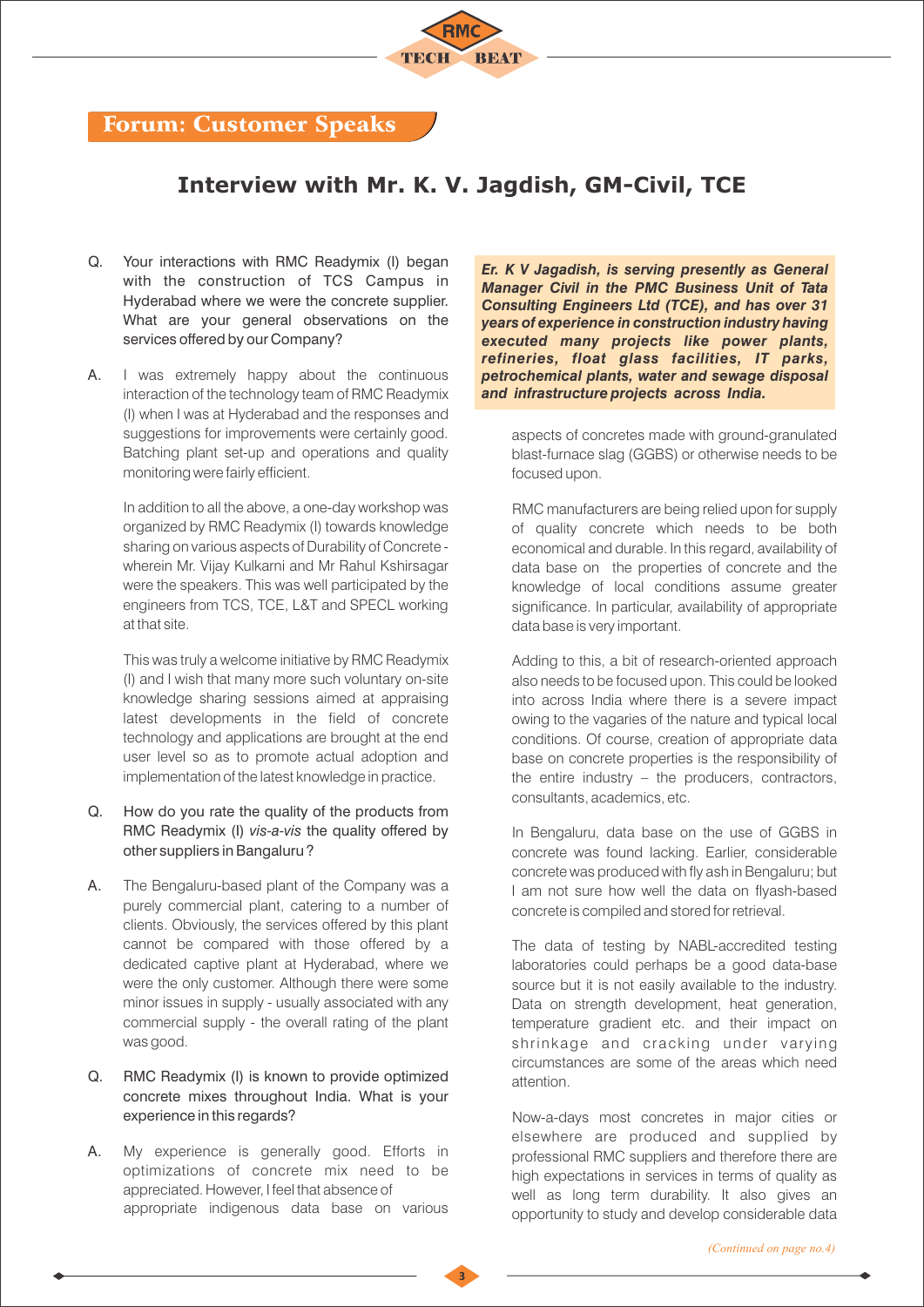## Forum: Customer Speaks

# Interview with Mr. K. V. Jagdish, GM-Civil, TCE

***Er. K V Jagadish, is serving presently as General Manager Civil in the PMC Business Unit of Tata Consulting Engineers Ltd (TCE), and has over 31 years of experience in construction industry having executed many projects like power plants, refineries, float glass facilities, IT parks, petrochemical plants, water and sewage disposal and infrastructure projects across India.***

Q. Your interactions with RMC Readymix (I) began with the construction of TCS Campus in Hyderabad where we were the concrete supplier. What are your general observations on the services offered by our Company?

A. I was extremely happy about the continuous interaction of the technology team of RMC Readymix (I) when I was at Hyderabad and the responses and suggestions for improvements were certainly good. Batching plant set-up and operations and quality monitoring were fairly efficient.

In addition to all the above, a one-day workshop was organized by RMC Readymix (I) towards knowledge sharing on various aspects of Durability of Concrete - wherein Mr. Vijay Kulkarni and Mr Rahul Kshirsagar were the speakers. This was well participated by the engineers from TCS, TCE, L&T and SPECL working at that site.

This was truly a welcome initiative by RMC Readymix (I) and I wish that many more such voluntary on-site knowledge sharing sessions aimed at appraising latest developments in the field of concrete technology and applications are brought at the end user level so as to promote actual adoption and implementation of the latest knowledge in practice.

Q. How do you rate the quality of the products from RMC Readymix (I) *vis-a-vis* the quality offered by other suppliers in Bangaluru?

A. The Bengaluru-based plant of the Company was a purely commercial plant, catering to a number of clients. Obviously, the services offered by this plant cannot be compared with those offered by a dedicated captive plant at Hyderabad, where we were the only customer. Although there were some minor issues in supply - usually associated with any commercial supply - the overall rating of the plant was good.

Q. RMC Readymix (I) is known to provide optimized concrete mixes throughout India. What is your experience in this regards?

A. My experience is generally good. Efforts in optimizations of concrete mix need to be appreciated. However, I feel that absence of appropriate indigenous data base on various aspects of concretes made with ground-granulated blast-furnace slag (GGBS) or otherwise needs to be focused upon.

RMC manufacturers are being relied upon for supply of quality concrete which needs to be both economical and durable. In this regard, availability of data base on the properties of concrete and the knowledge of local conditions assume greater significance. In particular, availability of appropriate data base is very important.

Adding to this, a bit of research-oriented approach also needs to be focused upon. This could be looked into across India where there is a severe impact owing to the vagaries of the nature and typical local conditions. Of course, creation of appropriate data base on concrete properties is the responsibility of the entire industry – the producers, contractors, consultants, academics, etc.

In Bengaluru, data base on the use of GGBS in concrete was found lacking. Earlier, considerable concrete was produced with fly ash in Bengaluru; but I am not sure how well the data on flyash-based concrete is compiled and stored for retrieval.

The data of testing by NABL-accredited testing laboratories could perhaps be a good data-base source but it is not easily available to the industry. Data on strength development, heat generation, temperature gradient etc. and their impact on shrinkage and cracking under varying circumstances are some of the areas which need attention.

Now-a-days most concretes in major cities or elsewhere are produced and supplied by professional RMC suppliers and therefore there are high expectations in services in terms of quality as well as long term durability. It also gives an opportunity to study and develop considerable data

*(Continued on page no.4)*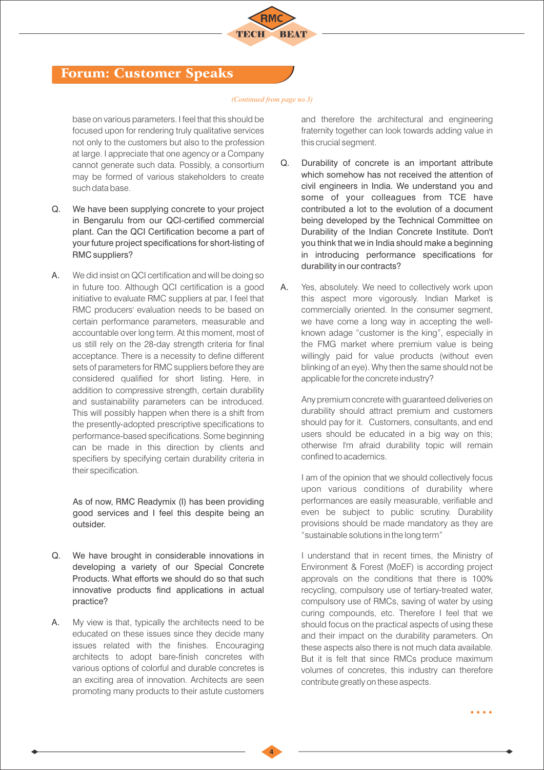## Forum: Customer Speaks

*(Continued from page no.3)*

base on various parameters. I feel that this should be focused upon for rendering truly qualitative services not only to the customers but also to the profession at large. I appreciate that one agency or a Company cannot generate such data. Possibly, a consortium may be formed of various stakeholders to create such data base.

Q. We have been supplying concrete to your project in Bengarulu from our QCI-certified commercial plant. Can the QCI Certification become a part of your future project specifications for short-listing of RMC suppliers?

A. We did insist on QCI certification and will be doing so in future too. Although QCI certification is a good initiative to evaluate RMC suppliers at par, I feel that RMC producers' evaluation needs to be based on certain performance parameters, measurable and accountable over long term. At this moment, most of us still rely on the 28-day strength criteria for final acceptance. There is a necessity to define different sets of parameters for RMC suppliers before they are considered qualified for short listing. Here, in addition to compressive strength, certain durability and sustainability parameters can be introduced. This will possibly happen when there is a shift from the presently-adopted prescriptive specifications to performance-based specifications. Some beginning can be made in this direction by clients and specifiers by specifying certain durability criteria in their specification.

As of now, RMC Readymix (I) has been providing good services and I feel this despite being an outsider.

Q. We have brought in considerable innovations in developing a variety of our Special Concrete Products. What efforts we should do so that such innovative products find applications in actual practice?

A. My view is that, typically the architects need to be educated on these issues since they decide many issues related with the finishes. Encouraging architects to adopt bare-finish concretes with various options of colorful and durable concretes is an exciting area of innovation. Architects are seen promoting many products to their astute customers and therefore the architectural and engineering fraternity together can look towards adding value in this crucial segment.

Q. Durability of concrete is an important attribute which somehow has not received the attention of civil engineers in India. We understand you and some of your colleagues from TCE have contributed a lot to the evolution of a document being developed by the Technical Committee on Durability of the Indian Concrete Institute. Don't you think that we in India should make a beginning in introducing performance specifications for durability in our contracts?

A. Yes, absolutely. We need to collectively work upon this aspect more vigorously. Indian Market is commercially oriented. In the consumer segment, we have come a long way in accepting the well-known adage "customer is the king", especially in the FMG market where premium value is being willingly paid for value products (without even blinking of an eye). Why then the same should not be applicable for the concrete industry?

Any premium concrete with guaranteed deliveries on durability should attract premium and customers should pay for it. Customers, consultants, and end users should be educated in a big way on this; otherwise I'm afraid durability topic will remain confined to academics.

I am of the opinion that we should collectively focus upon various conditions of durability where performances are easily measurable, verifiable and even be subject to public scrutiny. Durability provisions should be made mandatory as they are "sustainable solutions in the long term"

I understand that in recent times, the Ministry of Environment & Forest (MoEF) is according project approvals on the conditions that there is 100% recycling, compulsory use of tertiary-treated water, compulsory use of RMCs, saving of water by using curing compounds, etc. Therefore I feel that we should focus on the practical aspects of using these and their impact on the durability parameters. On these aspects also there is not much data available. But it is felt that since RMCs produce maximum volumes of concretes, this industry can therefore contribute greatly on these aspects.

• • • •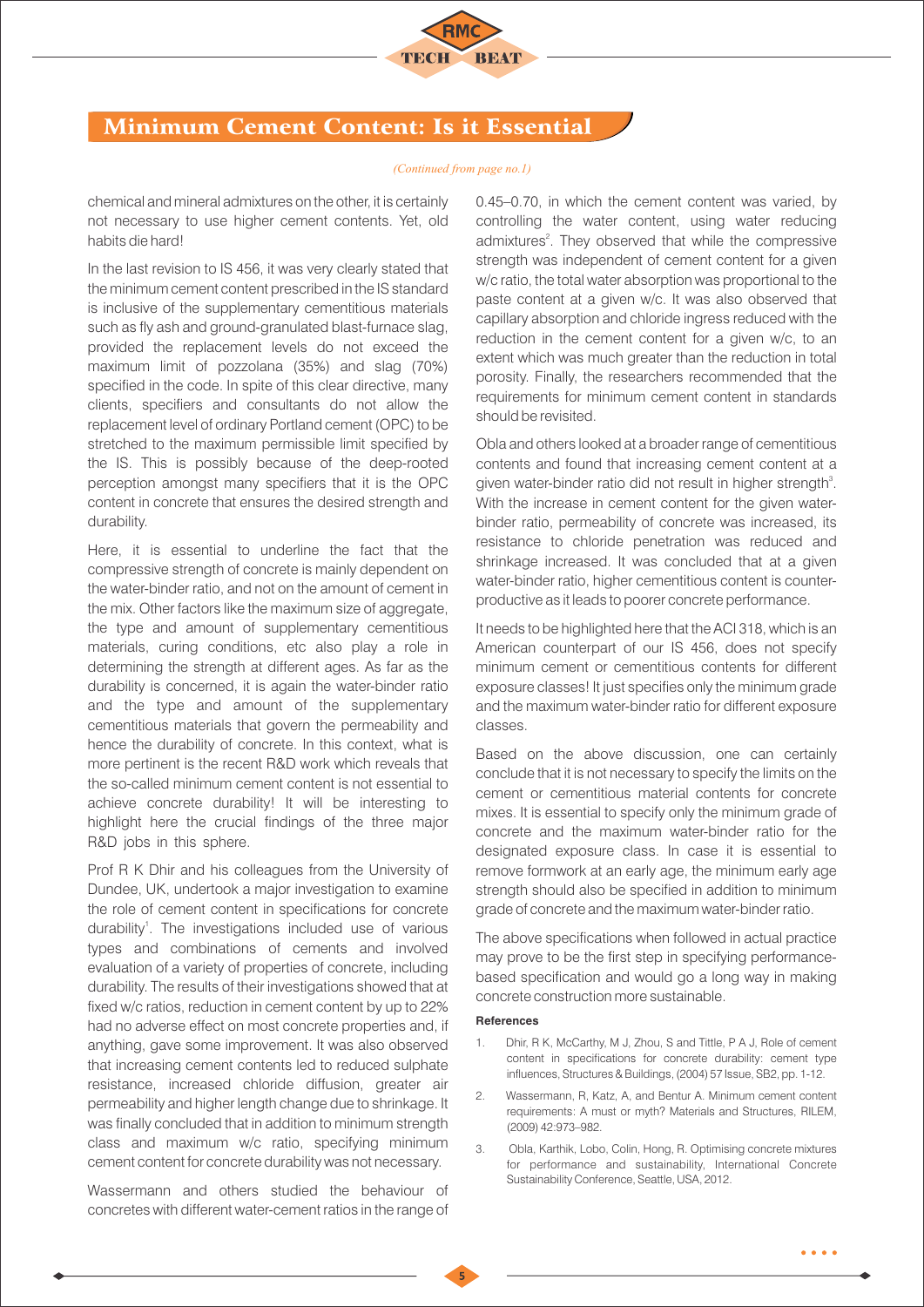## Minimum Cement Content: Is it Essential

*(Continued from page no.1)*

chemical and mineral admixtures on the other, it is certainly not necessary to use higher cement contents. Yet, old habits die hard!

In the last revision to IS 456, it was very clearly stated that the minimum cement content prescribed in the IS standard is inclusive of the supplementary cementitious materials such as fly ash and ground-granulated blast-furnace slag, provided the replacement levels do not exceed the maximum limit of pozzolana (35%) and slag (70%) specified in the code. In spite of this clear directive, many clients, specifiers and consultants do not allow the replacement level of ordinary Portland cement (OPC) to be stretched to the maximum permissible limit specified by the IS. This is possibly because of the deep-rooted perception amongst many specifiers that it is the OPC content in concrete that ensures the desired strength and durability.

Here, it is essential to underline the fact that the compressive strength of concrete is mainly dependent on the water-binder ratio, and not on the amount of cement in the mix. Other factors like the maximum size of aggregate, the type and amount of supplementary cementitious materials, curing conditions, etc also play a role in determining the strength at different ages. As far as the durability is concerned, it is again the water-binder ratio and the type and amount of the supplementary cementitious materials that govern the permeability and hence the durability of concrete. In this context, what is more pertinent is the recent R&D work which reveals that the so-called minimum cement content is not essential to achieve concrete durability! It will be interesting to highlight here the crucial findings of the three major R&D jobs in this sphere.

Prof R K Dhir and his colleagues from the University of Dundee, UK, undertook a major investigation to examine the role of cement content in specifications for concrete durability[1]. The investigations included use of various types and combinations of cements and involved evaluation of a variety of properties of concrete, including durability. The results of their investigations showed that at fixed w/c ratios, reduction in cement content by up to 22% had no adverse effect on most concrete properties and, if anything, gave some improvement. It was also observed that increasing cement contents led to reduced sulphate resistance, increased chloride diffusion, greater air permeability and higher length change due to shrinkage. It was finally concluded that in addition to minimum strength class and maximum w/c ratio, specifying minimum cement content for concrete durability was not necessary.

Wassermann and others studied the behaviour of concretes with different water-cement ratios in the range of 0.45–0.70, in which the cement content was varied, by controlling the water content, using water reducing admixtures[2]. They observed that while the compressive strength was independent of cement content for a given w/c ratio, the total water absorption was proportional to the paste content at a given w/c. It was also observed that capillary absorption and chloride ingress reduced with the reduction in the cement content for a given w/c, to an extent which was much greater than the reduction in total porosity. Finally, the researchers recommended that the requirements for minimum cement content in standards should be revisited.

Obla and others looked at a broader range of cementitious contents and found that increasing cement content at a given water-binder ratio did not result in higher strength[3]. With the increase in cement content for the given water-binder ratio, permeability of concrete was increased, its resistance to chloride penetration was reduced and shrinkage increased. It was concluded that at a given water-binder ratio, higher cementitious content is counter-productive as it leads to poorer concrete performance.

It needs to be highlighted here that the ACI 318, which is an American counterpart of our IS 456, does not specify minimum cement or cementitious contents for different exposure classes! It just specifies only the minimum grade and the maximum water-binder ratio for different exposure classes.

Based on the above discussion, one can certainly conclude that it is not necessary to specify the limits on the cement or cementitious material contents for concrete mixes. It is essential to specify only the minimum grade of concrete and the maximum water-binder ratio for the designated exposure class. In case it is essential to remove formwork at an early age, the minimum early age strength should also be specified in addition to minimum grade of concrete and the maximum water-binder ratio.

The above specifications when followed in actual practice may prove to be the first step in specifying performance-based specification and would go a long way in making concrete construction more sustainable.

#### References

1. Dhir, R K, McCarthy, M J, Zhou, S and Tittle, P A J, Role of cement content in specifications for concrete durability: cement type influences, Structures & Buildings, (2004) 57 Issue, SB2, pp. 1-12.
2. Wassermann, R, Katz, A, and Bentur A. Minimum cement content requirements: A must or myth? Materials and Structures, RILEM, (2009) 42:973–982.
3. Obla, Karthik, Lobo, Colin, Hong, R. Optimising concrete mixtures for performance and sustainability, International Concrete Sustainability Conference, Seattle, USA, 2012.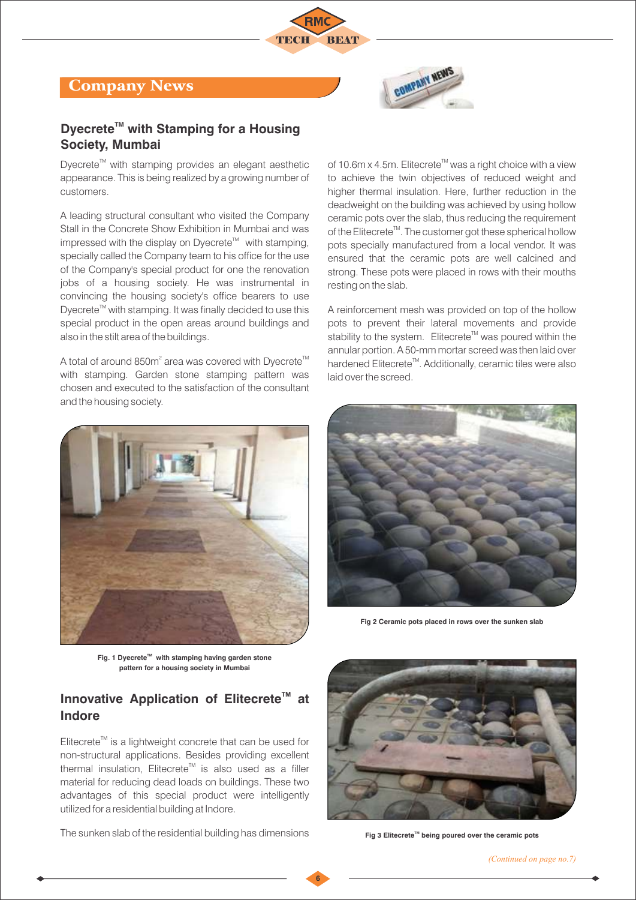## Company News

### Dyecrete™ with Stamping for a Housing Society, Mumbai

Dyecrete™ with stamping provides an elegant aesthetic appearance. This is being realized by a growing number of customers.

A leading structural consultant who visited the Company Stall in the Concrete Show Exhibition in Mumbai and was impressed with the display on Dyecrete™ with stamping, specially called the Company team to his office for the use of the Company's special product for one the renovation jobs of a housing society. He was instrumental in convincing the housing society's office bearers to use Dyecrete™ with stamping. It was finally decided to use this special product in the open areas around buildings and also in the stilt area of the buildings.

A total of around 850m$^2$ area was covered with Dyecrete™ with stamping. Garden stone stamping pattern was chosen and executed to the satisfaction of the consultant and the housing society.

**Fig. 1 Dyecrete™ with stamping having garden stone pattern for a housing society in Mumbai**

### Innovative Application of Elitecrete™ at Indore

Elitecrete™ is a lightweight concrete that can be used for non-structural applications. Besides providing excellent thermal insulation, Elitecrete™ is also used as a filler material for reducing dead loads on buildings. These two advantages of this special product were intelligently utilized for a residential building at Indore.

The sunken slab of the residential building has dimensions of 10.6m x 4.5m. Elitecrete™ was a right choice with a view to achieve the twin objectives of reduced weight and higher thermal insulation. Here, further reduction in the deadweight on the building was achieved by using hollow ceramic pots over the slab, thus reducing the requirement of the Elitecrete™. The customer got these spherical hollow pots specially manufactured from a local vendor. It was ensured that the ceramic pots are well calcined and strong. These pots were placed in rows with their mouths resting on the slab.

A reinforcement mesh was provided on top of the hollow pots to prevent their lateral movements and provide stability to the system. Elitecrete™ was poured within the annular portion. A 50-mm mortar screed was then laid over hardened Elitecrete™. Additionally, ceramic tiles were also laid over the screed.

**Fig 2 Ceramic pots placed in rows over the sunken slab**

**Fig 3 Elitecrete™ being poured over the ceramic pots**

*(Continued on page no.7)*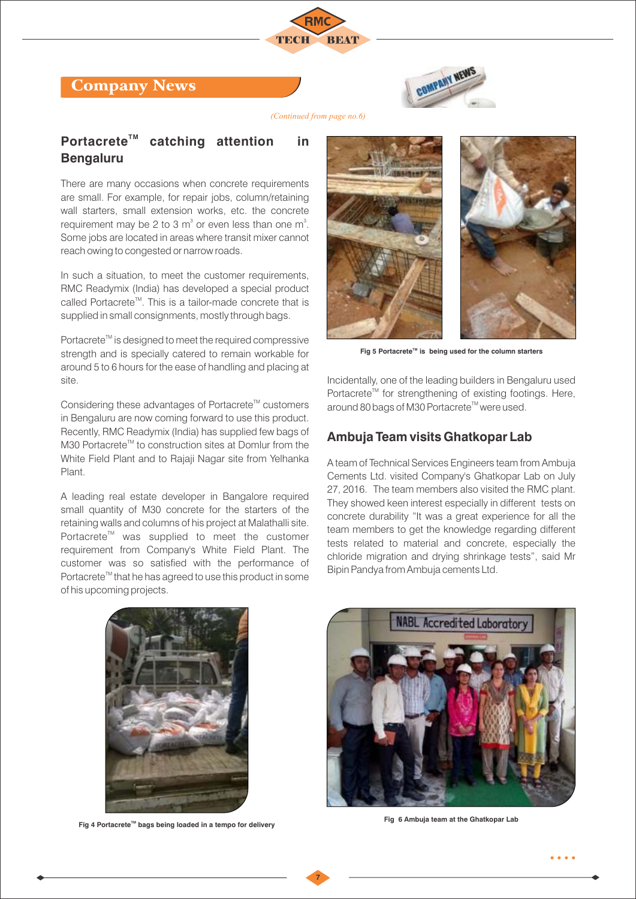## Company News

*(Continued from page no.6)*

### Portacrete™ catching attention in Bengaluru

There are many occasions when concrete requirements are small. For example, for repair jobs, column/retaining wall starters, small extension works, etc. the concrete requirement may be 2 to 3 $m^3$ or even less than one $m^3$. Some jobs are located in areas where transit mixer cannot reach owing to congested or narrow roads.

In such a situation, to meet the customer requirements, RMC Readymix (India) has developed a special product called Portacrete™. This is a tailor-made concrete that is supplied in small consignments, mostly through bags.

Portacrete™ is designed to meet the required compressive strength and is specially catered to remain workable for around 5 to 6 hours for the ease of handling and placing at site.

Considering these advantages of Portacrete™ customers in Bengaluru are now coming forward to use this product. Recently, RMC Readymix (India) has supplied few bags of M30 Portacrete™ to construction sites at Domlur from the White Field Plant and to Rajaji Nagar site from Yelhanka Plant.

A leading real estate developer in Bangalore required small quantity of M30 concrete for the starters of the retaining walls and columns of his project at Malathalli site. Portacrete™ was supplied to meet the customer requirement from Company's White Field Plant. The customer was so satisfied with the performance of Portacrete™ that he has agreed to use this product in some of his upcoming projects.

Fig 4 Portacrete™ bags being loaded in a tempo for delivery

Fig 5 Portacrete™ is being used for the column starters

Incidentally, one of the leading builders in Bengaluru used Portacrete™ for strengthening of existing footings. Here, around 80 bags of M30 Portacrete™ were used.

### Ambuja Team visits Ghatkopar Lab

A team of Technical Services Engineers team from Ambuja Cements Ltd. visited Company's Ghatkopar Lab on July 27, 2016. The team members also visited the RMC plant. They showed keen interest especially in different tests on concrete durability "It was a great experience for all the team members to get the knowledge regarding different tests related to material and concrete, especially the chloride migration and drying shrinkage tests", said Mr Bipin Pandya from Ambuja cements Ltd.

Fig 6 Ambuja team at the Ghatkopar Lab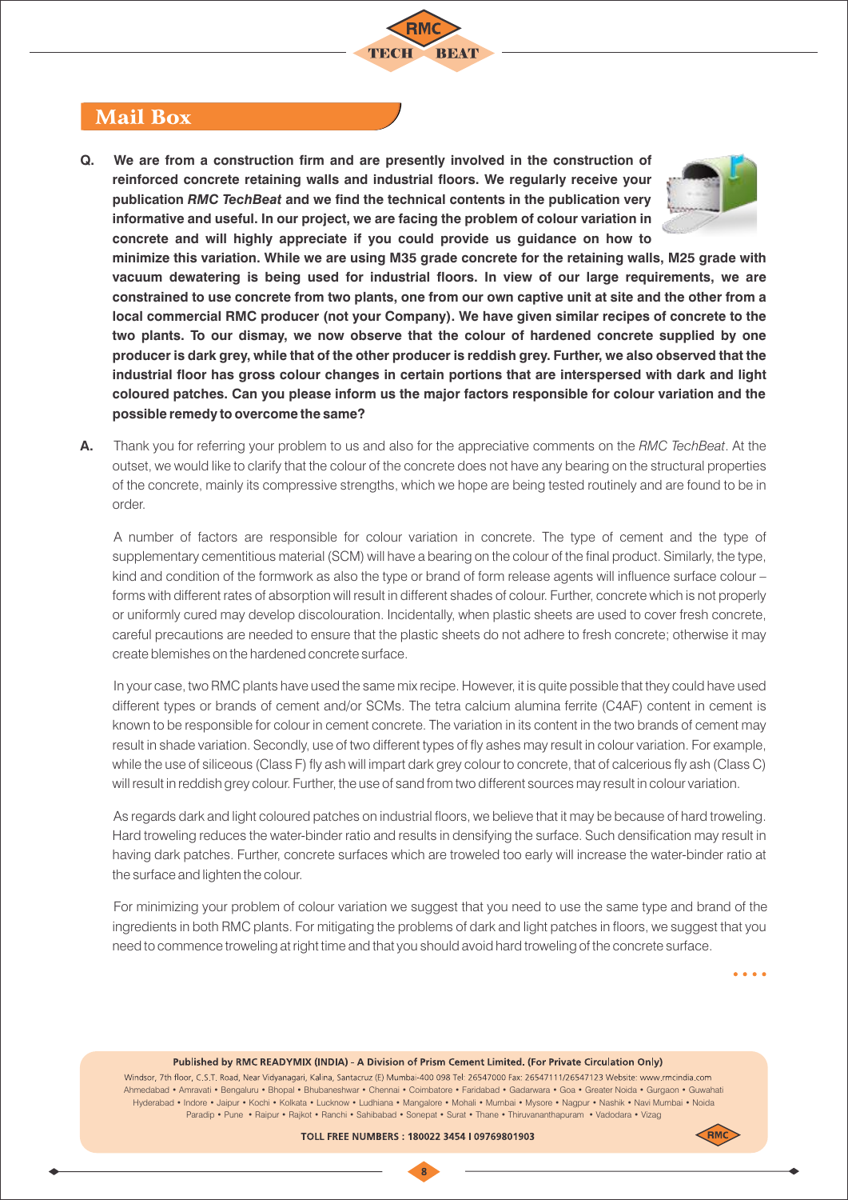## Mail Box

**Q. We are from a construction firm and are presently involved in the construction of reinforced concrete retaining walls and industrial floors. We regularly receive your publication *RMC TechBeat* and we find the technical contents in the publication very informative and useful. In our project, we are facing the problem of colour variation in concrete and will highly appreciate if you could provide us guidance on how to minimize this variation. While we are using M35 grade concrete for the retaining walls, M25 grade with vacuum dewatering is being used for industrial floors. In view of our large requirements, we are constrained to use concrete from two plants, one from our own captive unit at site and the other from a local commercial RMC producer (not your Company). We have given similar recipes of concrete to the two plants. To our dismay, we now observe that the colour of hardened concrete supplied by one producer is dark grey, while that of the other producer is reddish grey. Further, we also observed that the industrial floor has gross colour changes in certain portions that are interspersed with dark and light coloured patches. Can you please inform us the major factors responsible for colour variation and the possible remedy to overcome the same?**

**A.** Thank you for referring your problem to us and also for the appreciative comments on the *RMC TechBeat*. At the outset, we would like to clarify that the colour of the concrete does not have any bearing on the structural properties of the concrete, mainly its compressive strengths, which we hope are being tested routinely and are found to be in order.

A number of factors are responsible for colour variation in concrete. The type of cement and the type of supplementary cementitious material (SCM) will have a bearing on the colour of the final product. Similarly, the type, kind and condition of the formwork as also the type or brand of form release agents will influence surface colour – forms with different rates of absorption will result in different shades of colour. Further, concrete which is not properly or uniformly cured may develop discolouration. Incidentally, when plastic sheets are used to cover fresh concrete, careful precautions are needed to ensure that the plastic sheets do not adhere to fresh concrete; otherwise it may create blemishes on the hardened concrete surface.

In your case, two RMC plants have used the same mix recipe. However, it is quite possible that they could have used different types or brands of cement and/or SCMs. The tetra calcium alumina ferrite ($C_4AF$) content in cement is known to be responsible for colour in cement concrete. The variation in its content in the two brands of cement may result in shade variation. Secondly, use of two different types of fly ashes may result in colour variation. For example, while the use of siliceous (Class F) fly ash will impart dark grey colour to concrete, that of calcerious fly ash (Class C) will result in reddish grey colour. Further, the use of sand from two different sources may result in colour variation.

As regards dark and light coloured patches on industrial floors, we believe that it may be because of hard troweling. Hard troweling reduces the water-binder ratio and results in densifying the surface. Such densification may result in having dark patches. Further, concrete surfaces which are troweled too early will increase the water-binder ratio at the surface and lighten the colour.

For minimizing your problem of colour variation we suggest that you need to use the same type and brand of the ingredients in both RMC plants. For mitigating the problems of dark and light patches in floors, we suggest that you need to commence troweling at right time and that you should avoid hard troweling of the concrete surface.

....

**Published by RMC READYMIX (INDIA) - A Division of Prism Cement Limited. (For Private Circulation Only)**

Windsor, 7th floor, C.S.T. Road, Near Vidyanagari, Kalina, Santacruz (E) Mumbai-400 098 Tel: 26547000 Fax: 26547111/26547123 Website: www.rmcindia.com

Ahmedabad • Amravati • Bengaluru • Bhopal • Bhubaneshwar • Chennai • Coimbatore • Faridabad • Gadarwara • Goa • Greater Noida • Gurgaon • Guwahati Hyderabad • Indore • Jaipur • Kochi • Kolkata • Lucknow • Ludhiana • Mangalore • Mohali • Mumbai • Mysore • Nagpur • Nashik • Navi Mumbai • Noida Paradip • Pune • Raipur • Rajkot • Ranchi • Sahibabad • Sonepat • Surat • Thane • Thiruvananthapuram • Vadodara • Vizag

**TOLL FREE NUMBERS : 180022 3454 I 09769801903**